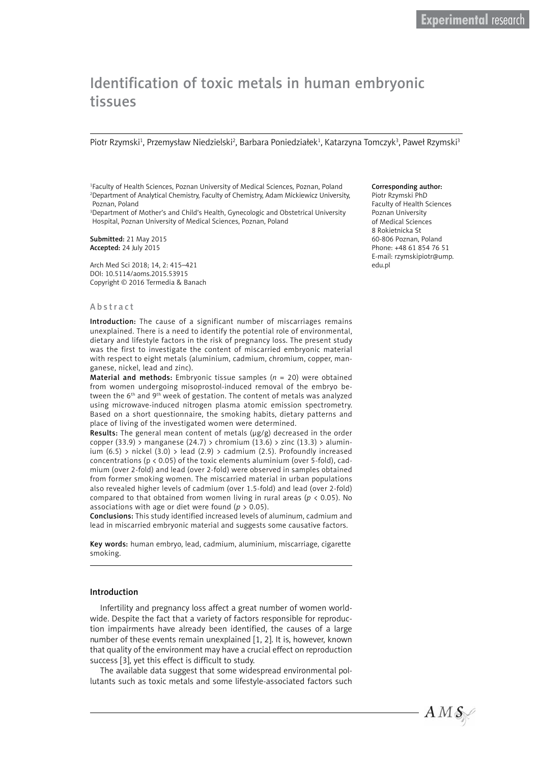# Identification of toxic metals in human embryonic tissues

Piotr Rzymski[1], Przemysław Niedzielski[2], Barbara Poniedziałek[1], Katarzyna Tomczyk[3], Paweł Rzymski[3]

[1]Faculty of Health Sciences, Poznan University of Medical Sciences, Poznan, Poland
[2]Department of Analytical Chemistry, Faculty of Chemistry, Adam Mickiewicz University, Poznan, Poland
[3]Department of Mother's and Child's Health, Gynecologic and Obstetrical University Hospital, Poznan University of Medical Sciences, Poznan, Poland

**Submitted:** 21 May 2015
**Accepted:** 24 July 2015

Arch Med Sci 2018; 14, 2: 415–421
DOI: 10.5114/aoms.2015.53915
Copyright © 2016 Termedia & Banach

**Corresponding author:**
Piotr Rzymski PhD
Faculty of Health Sciences
Poznan University
of Medical Sciences
8 Rokietnicka St
60-806 Poznan, Poland
Phone: +48 61 854 76 51
E-mail: rzymskipiotr@ump.edu.pl

## Abstract

**Introduction:** The cause of a significant number of miscarriages remains unexplained. There is a need to identify the potential role of environmental, dietary and lifestyle factors in the risk of pregnancy loss. The present study was the first to investigate the content of miscarried embryonic material with respect to eight metals (aluminium, cadmium, chromium, copper, manganese, nickel, lead and zinc).

**Material and methods:** Embryonic tissue samples ($n$ = 20) were obtained from women undergoing misoprostol-induced removal of the embryo between the 6th and 9th week of gestation. The content of metals was analyzed using microwave-induced nitrogen plasma atomic emission spectrometry. Based on a short questionnaire, the smoking habits, dietary patterns and place of living of the investigated women were determined.

**Results:** The general mean content of metals (μg/g) decreased in the order copper (33.9) > manganese (24.7) > chromium (13.6) > zinc (13.3) > aluminium (6.5) > nickel (3.0) > lead (2.9) > cadmium (2.5). Profoundly increased concentrations ($p < 0.05$) of the toxic elements aluminium (over 5-fold), cadmium (over 2-fold) and lead (over 2-fold) were observed in samples obtained from former smoking women. The miscarried material in urban populations also revealed higher levels of cadmium (over 1.5-fold) and lead (over 2-fold) compared to that obtained from women living in rural areas ($p < 0.05$). No associations with age or diet were found ($p > 0.05$).

**Conclusions:** This study identified increased levels of aluminum, cadmium and lead in miscarried embryonic material and suggests some causative factors.

**Key words:** human embryo, lead, cadmium, aluminium, miscarriage, cigarette smoking.

## Introduction

Infertility and pregnancy loss affect a great number of women worldwide. Despite the fact that a variety of factors responsible for reproduction impairments have already been identified, the causes of a large number of these events remain unexplained [1, 2]. It is, however, known that quality of the environment may have a crucial effect on reproduction success [3], yet this effect is difficult to study.

The available data suggest that some widespread environmental pollutants such as toxic metals and some lifestyle-associated factors such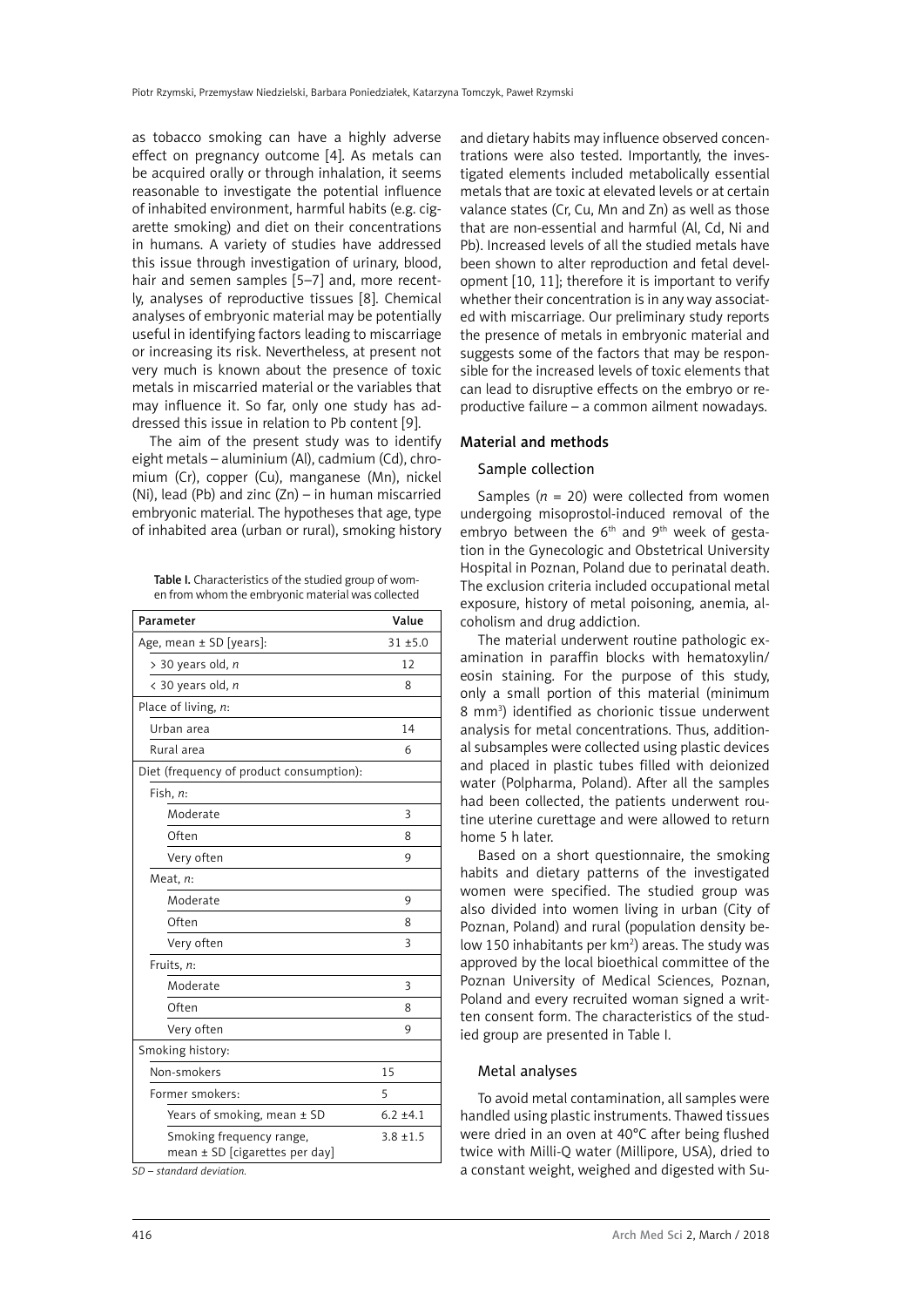as tobacco smoking can have a highly adverse effect on pregnancy outcome [4]. As metals can be acquired orally or through inhalation, it seems reasonable to investigate the potential influence of inhabited environment, harmful habits (e.g. cigarette smoking) and diet on their concentrations in humans. A variety of studies have addressed this issue through investigation of urinary, blood, hair and semen samples [5–7] and, more recently, analyses of reproductive tissues [8]. Chemical analyses of embryonic material may be potentially useful in identifying factors leading to miscarriage or increasing its risk. Nevertheless, at present not very much is known about the presence of toxic metals in miscarried material or the variables that may influence it. So far, only one study has addressed this issue in relation to Pb content [9].

The aim of the present study was to identify eight metals – aluminium (Al), cadmium (Cd), chromium (Cr), copper (Cu), manganese (Mn), nickel (Ni), lead (Pb) and zinc (Zn) – in human miscarried embryonic material. The hypotheses that age, type of inhabited area (urban or rural), smoking history and dietary habits may influence observed concentrations were also tested. Importantly, the investigated elements included metabolically essential metals that are toxic at elevated levels or at certain valance states (Cr, Cu, Mn and Zn) as well as those that are non-essential and harmful (Al, Cd, Ni and Pb). Increased levels of all the studied metals have been shown to alter reproduction and fetal development [10, 11]; therefore it is important to verify whether their concentration is in any way associated with miscarriage. Our preliminary study reports the presence of metals in embryonic material and suggests some of the factors that may be responsible for the increased levels of toxic elements that can lead to disruptive effects on the embryo or reproductive failure – a common ailment nowadays.

**Table I.** Characteristics of the studied group of women from whom the embryonic material was collected

| Parameter | Value |
|---|---|
| Age, mean ± SD [years]: | 31 ±5.0 |
| > 30 years old, *n* | 12 |
| < 30 years old, *n* | 8 |
| Place of living, *n*: | |
| Urban area | 14 |
| Rural area | 6 |
| Diet (frequency of product consumption): | |
| Fish, *n*: | |
| Moderate | 3 |
| Often | 8 |
| Very often | 9 |
| Meat, *n*: | |
| Moderate | 9 |
| Often | 8 |
| Very often | 3 |
| Fruits, *n*: | |
| Moderate | 3 |
| Often | 8 |
| Very often | 9 |
| Smoking history: | |
| Non-smokers | 15 |
| Former smokers: | 5 |
| Years of smoking, mean ± SD | 6.2 ±4.1 |
| Smoking frequency range, mean ± SD [cigarettes per day] | 3.8 ±1.5 |

*SD – standard deviation.*

## Material and methods

### Sample collection

Samples (*n* = 20) were collected from women undergoing misoprostol-induced removal of the embryo between the 6th and 9th week of gestation in the Gynecologic and Obstetrical University Hospital in Poznan, Poland due to perinatal death. The exclusion criteria included occupational metal exposure, history of metal poisoning, anemia, alcoholism and drug addiction.

The material underwent routine pathologic examination in paraffin blocks with hematoxylin/eosin staining. For the purpose of this study, only a small portion of this material (minimum 8 mm$^3$) identified as chorionic tissue underwent analysis for metal concentrations. Thus, additional subsamples were collected using plastic devices and placed in plastic tubes filled with deionized water (Polpharma, Poland). After all the samples had been collected, the patients underwent routine uterine curettage and were allowed to return home 5 h later.

Based on a short questionnaire, the smoking habits and dietary patterns of the investigated women were specified. The studied group was also divided into women living in urban (City of Poznan, Poland) and rural (population density below 150 inhabitants per km$^2$) areas. The study was approved by the local bioethical committee of the Poznan University of Medical Sciences, Poznan, Poland and every recruited woman signed a written consent form. The characteristics of the studied group are presented in Table I.

### Metal analyses

To avoid metal contamination, all samples were handled using plastic instruments. Thawed tissues were dried in an oven at 40°C after being flushed twice with Milli-Q water (Millipore, USA), dried to a constant weight, weighed and digested with Su-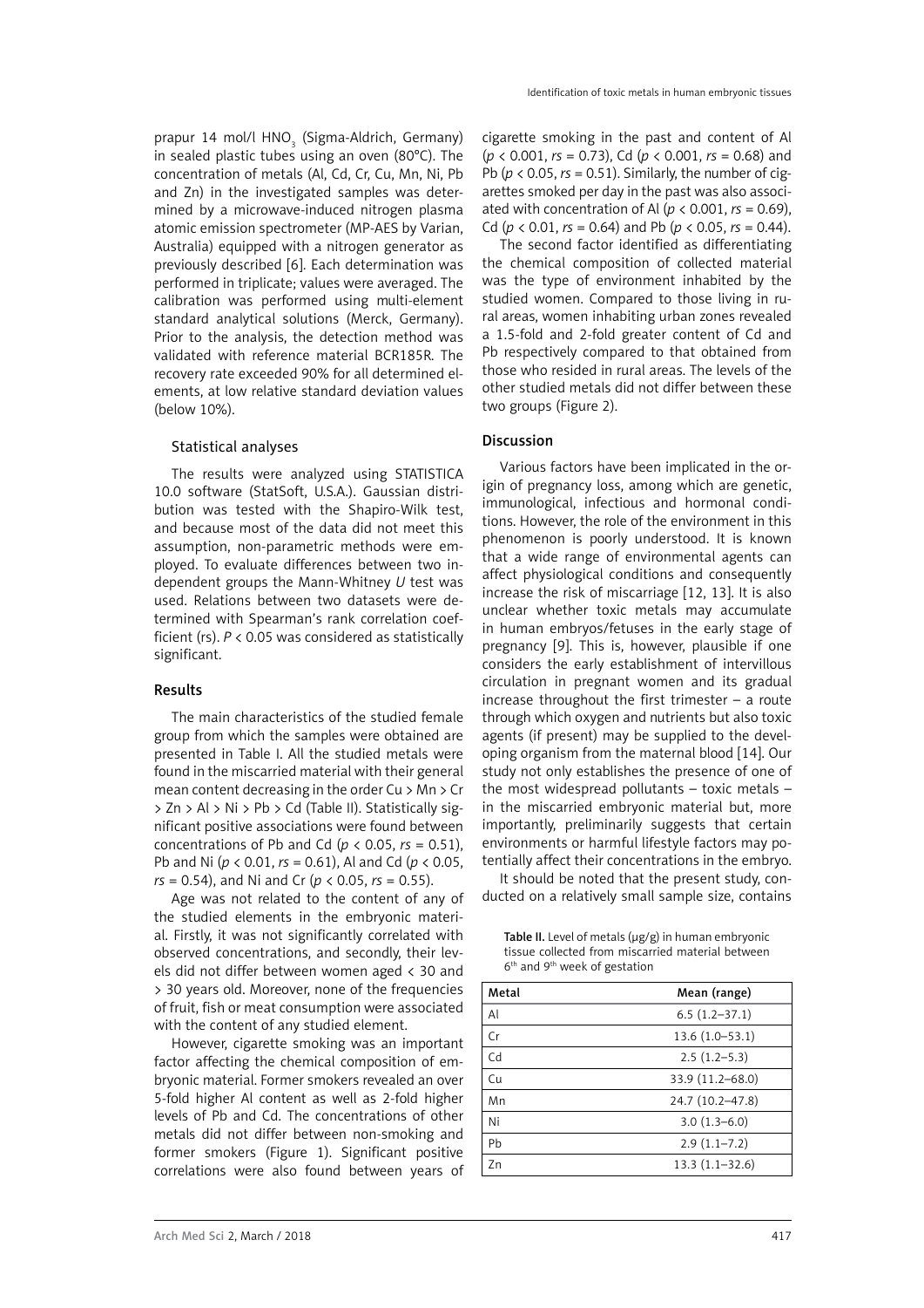prapur 14 mol/l $HNO_3$ (Sigma-Aldrich, Germany) in sealed plastic tubes using an oven (80°C). The concentration of metals (Al, Cd, Cr, Cu, Mn, Ni, Pb and Zn) in the investigated samples was determined by a microwave-induced nitrogen plasma atomic emission spectrometer (MP-AES by Varian, Australia) equipped with a nitrogen generator as previously described [6]. Each determination was performed in triplicate; values were averaged. The calibration was performed using multi-element standard analytical solutions (Merck, Germany). Prior to the analysis, the detection method was validated with reference material BCR185R. The recovery rate exceeded 90% for all determined elements, at low relative standard deviation values (below 10%).

### Statistical analyses

The results were analyzed using STATISTICA 10.0 software (StatSoft, U.S.A.). Gaussian distribution was tested with the Shapiro-Wilk test, and because most of the data did not meet this assumption, non-parametric methods were employed. To evaluate differences between two independent groups the Mann-Whitney *U* test was used. Relations between two datasets were determined with Spearman's rank correlation coefficient (rs). $P < 0.05$ was considered as statistically significant.

## Results

The main characteristics of the studied female group from which the samples were obtained are presented in Table I. All the studied metals were found in the miscarried material with their general mean content decreasing in the order Cu > Mn > Cr > Zn > Al > Ni > Pb > Cd (Table II). Statistically significant positive associations were found between concentrations of Pb and Cd ($p < 0.05$, $rs = 0.51$), Pb and Ni ($p < 0.01$, $rs = 0.61$), Al and Cd ($p < 0.05$, $rs = 0.54$), and Ni and Cr ($p < 0.05$, $rs = 0.55$).

Age was not related to the content of any of the studied elements in the embryonic material. Firstly, it was not significantly correlated with observed concentrations, and secondly, their levels did not differ between women aged < 30 and > 30 years old. Moreover, none of the frequencies of fruit, fish or meat consumption were associated with the content of any studied element.

However, cigarette smoking was an important factor affecting the chemical composition of embryonic material. Former smokers revealed an over 5-fold higher Al content as well as 2-fold higher levels of Pb and Cd. The concentrations of other metals did not differ between non-smoking and former smokers (Figure 1). Significant positive correlations were also found between years of cigarette smoking in the past and content of Al ($p < 0.001$, $rs = 0.73$), Cd ($p < 0.001$, $rs = 0.68$) and Pb ($p < 0.05$, $rs = 0.51$). Similarly, the number of cigarettes smoked per day in the past was also associated with concentration of Al ($p < 0.001$, $rs = 0.69$), Cd ($p < 0.01$, $rs = 0.64$) and Pb ($p < 0.05$, $rs = 0.44$).

The second factor identified as differentiating the chemical composition of collected material was the type of environment inhabited by the studied women. Compared to those living in rural areas, women inhabiting urban zones revealed a 1.5-fold and 2-fold greater content of Cd and Pb respectively compared to that obtained from those who resided in rural areas. The levels of the other studied metals did not differ between these two groups (Figure 2).

## Discussion

Various factors have been implicated in the origin of pregnancy loss, among which are genetic, immunological, infectious and hormonal conditions. However, the role of the environment in this phenomenon is poorly understood. It is known that a wide range of environmental agents can affect physiological conditions and consequently increase the risk of miscarriage [12, 13]. It is also unclear whether toxic metals may accumulate in human embryos/fetuses in the early stage of pregnancy [9]. This is, however, plausible if one considers the early establishment of intervillous circulation in pregnant women and its gradual increase throughout the first trimester – a route through which oxygen and nutrients but also toxic agents (if present) may be supplied to the developing organism from the maternal blood [14]. Our study not only establishes the presence of one of the most widespread pollutants – toxic metals – in the miscarried embryonic material but, more importantly, preliminarily suggests that certain environments or harmful lifestyle factors may potentially affect their concentrations in the embryo.

It should be noted that the present study, conducted on a relatively small sample size, contains

**Table II.** Level of metals (μg/g) in human embryonic tissue collected from miscarried material between 6th and 9th week of gestation

| Metal | Mean (range) |
|---|---|
| Al | 6.5 (1.2–37.1) |
| Cr | 13.6 (1.0–53.1) |
| Cd | 2.5 (1.2–5.3) |
| Cu | 33.9 (11.2–68.0) |
| Mn | 24.7 (10.2–47.8) |
| Ni | 3.0 (1.3–6.0) |
| Pb | 2.9 (1.1–7.2) |
| Zn | 13.3 (1.1–32.6) |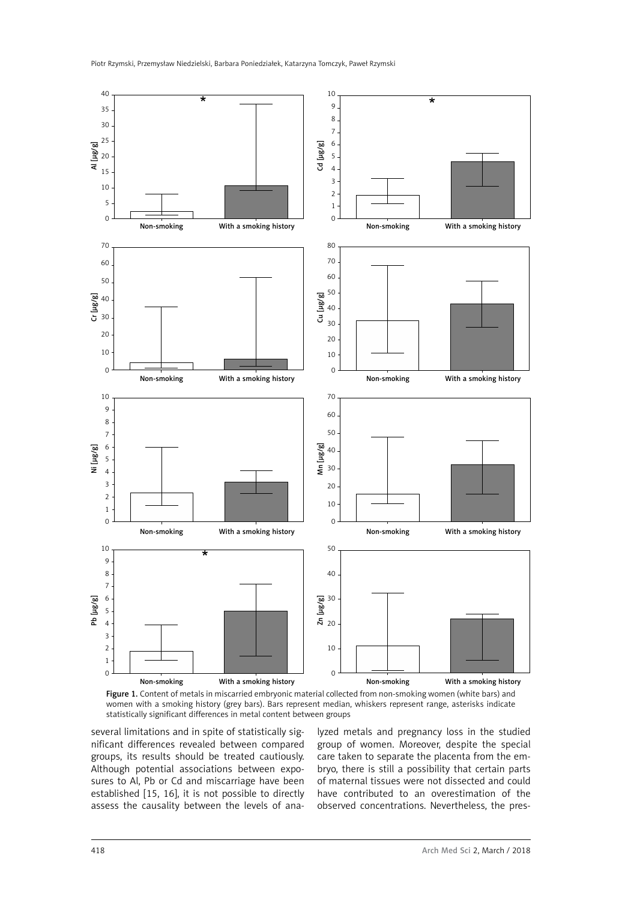Figure 1. Content of metals in miscarried embryonic material collected from non-smoking women (white bars) and women with a smoking history (grey bars). Bars represent median, whiskers represent range, asterisks indicate statistically significant differences in metal content between groups

several limitations and in spite of statistically significant differences revealed between compared groups, its results should be treated cautiously. Although potential associations between exposures to Al, Pb or Cd and miscarriage have been established [15, 16], it is not possible to directly assess the causality between the levels of analyzed metals and pregnancy loss in the studied group of women. Moreover, despite the special care taken to separate the placenta from the embryo, there is still a possibility that certain parts of maternal tissues were not dissected and could have contributed to an overestimation of the observed concentrations. Nevertheless, the pres-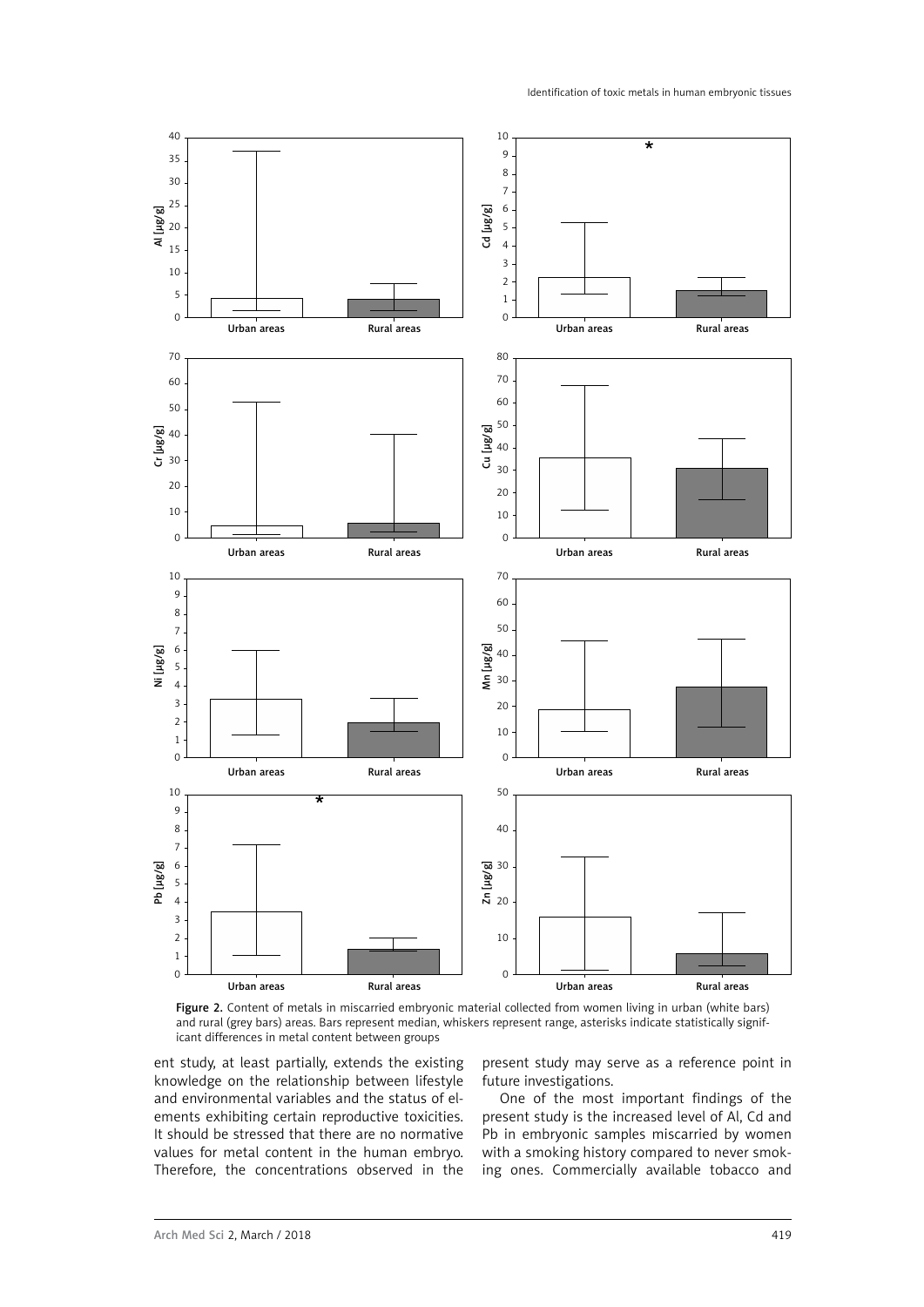Figure 2. Content of metals in miscarried embryonic material collected from women living in urban (white bars) and rural (grey bars) areas. Bars represent median, whiskers represent range, asterisks indicate statistically significant differences in metal content between groups

ent study, at least partially, extends the existing knowledge on the relationship between lifestyle and environmental variables and the status of elements exhibiting certain reproductive toxicities. It should be stressed that there are no normative values for metal content in the human embryo. Therefore, the concentrations observed in the present study may serve as a reference point in future investigations.

One of the most important findings of the present study is the increased level of Al, Cd and Pb in embryonic samples miscarried by women with a smoking history compared to never smoking ones. Commercially available tobacco and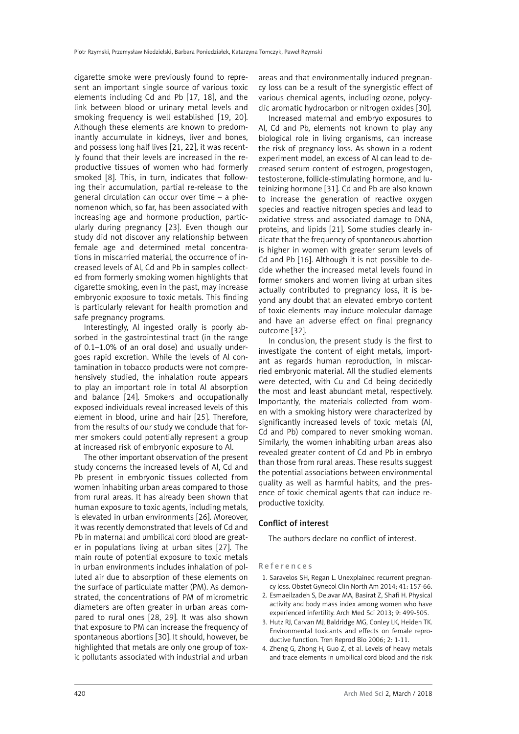cigarette smoke were previously found to represent an important single source of various toxic elements including Cd and Pb [17, 18], and the link between blood or urinary metal levels and smoking frequency is well established [19, 20]. Although these elements are known to predominantly accumulate in kidneys, liver and bones, and possess long half lives [21, 22], it was recently found that their levels are increased in the reproductive tissues of women who had formerly smoked [8]. This, in turn, indicates that following their accumulation, partial re-release to the general circulation can occur over time – a phenomenon which, so far, has been associated with increasing age and hormone production, particularly during pregnancy [23]. Even though our study did not discover any relationship between female age and determined metal concentrations in miscarried material, the occurrence of increased levels of Al, Cd and Pb in samples collected from formerly smoking women highlights that cigarette smoking, even in the past, may increase embryonic exposure to toxic metals. This finding is particularly relevant for health promotion and safe pregnancy programs.

Interestingly, Al ingested orally is poorly absorbed in the gastrointestinal tract (in the range of 0.1–1.0% of an oral dose) and usually undergoes rapid excretion. While the levels of Al contamination in tobacco products were not comprehensively studied, the inhalation route appears to play an important role in total Al absorption and balance [24]. Smokers and occupationally exposed individuals reveal increased levels of this element in blood, urine and hair [25]. Therefore, from the results of our study we conclude that former smokers could potentially represent a group at increased risk of embryonic exposure to Al.

The other important observation of the present study concerns the increased levels of Al, Cd and Pb present in embryonic tissues collected from women inhabiting urban areas compared to those from rural areas. It has already been shown that human exposure to toxic agents, including metals, is elevated in urban environments [26]. Moreover, it was recently demonstrated that levels of Cd and Pb in maternal and umbilical cord blood are greater in populations living at urban sites [27]. The main route of potential exposure to toxic metals in urban environments includes inhalation of polluted air due to absorption of these elements on the surface of particulate matter (PM). As demonstrated, the concentrations of PM of micrometric diameters are often greater in urban areas compared to rural ones [28, 29]. It was also shown that exposure to PM can increase the frequency of spontaneous abortions [30]. It should, however, be highlighted that metals are only one group of toxic pollutants associated with industrial and urban areas and that environmentally induced pregnancy loss can be a result of the synergistic effect of various chemical agents, including ozone, polycyclic aromatic hydrocarbon or nitrogen oxides [30].

Increased maternal and embryo exposures to Al, Cd and Pb, elements not known to play any biological role in living organisms, can increase the risk of pregnancy loss. As shown in a rodent experiment model, an excess of Al can lead to decreased serum content of estrogen, progestogen, testosterone, follicle-stimulating hormone, and luteinizing hormone [31]. Cd and Pb are also known to increase the generation of reactive oxygen species and reactive nitrogen species and lead to oxidative stress and associated damage to DNA, proteins, and lipids [21]. Some studies clearly indicate that the frequency of spontaneous abortion is higher in women with greater serum levels of Cd and Pb [16]. Although it is not possible to decide whether the increased metal levels found in former smokers and women living at urban sites actually contributed to pregnancy loss, it is beyond any doubt that an elevated embryo content of toxic elements may induce molecular damage and have an adverse effect on final pregnancy outcome [32].

In conclusion, the present study is the first to investigate the content of eight metals, important as regards human reproduction, in miscarried embryonic material. All the studied elements were detected, with Cu and Cd being decidedly the most and least abundant metal, respectively. Importantly, the materials collected from women with a smoking history were characterized by significantly increased levels of toxic metals (Al, Cd and Pb) compared to never smoking woman. Similarly, the women inhabiting urban areas also revealed greater content of Cd and Pb in embryo than those from rural areas. These results suggest the potential associations between environmental quality as well as harmful habits, and the presence of toxic chemical agents that can induce reproductive toxicity.

## Conflict of interest

The authors declare no conflict of interest.

## References

1. Saravelos SH, Regan L. Unexplained recurrent pregnancy loss. Obstet Gynecol Clin North Am 2014; 41: 157-66.
2. Esmaeilzadeh S, Delavar MA, Basirat Z, Shafi H. Physical activity and body mass index among women who have experienced infertility. Arch Med Sci 2013; 9: 499-505.
3. Hutz RJ, Carvan MJ, Baldridge MG, Conley LK, Heiden TK. Environmental toxicants and effects on female reproductive function. Tren Reprod Bio 2006; 2: 1-11.
4. Zheng G, Zhong H, Guo Z, et al. Levels of heavy metals and trace elements in umbilical cord blood and the risk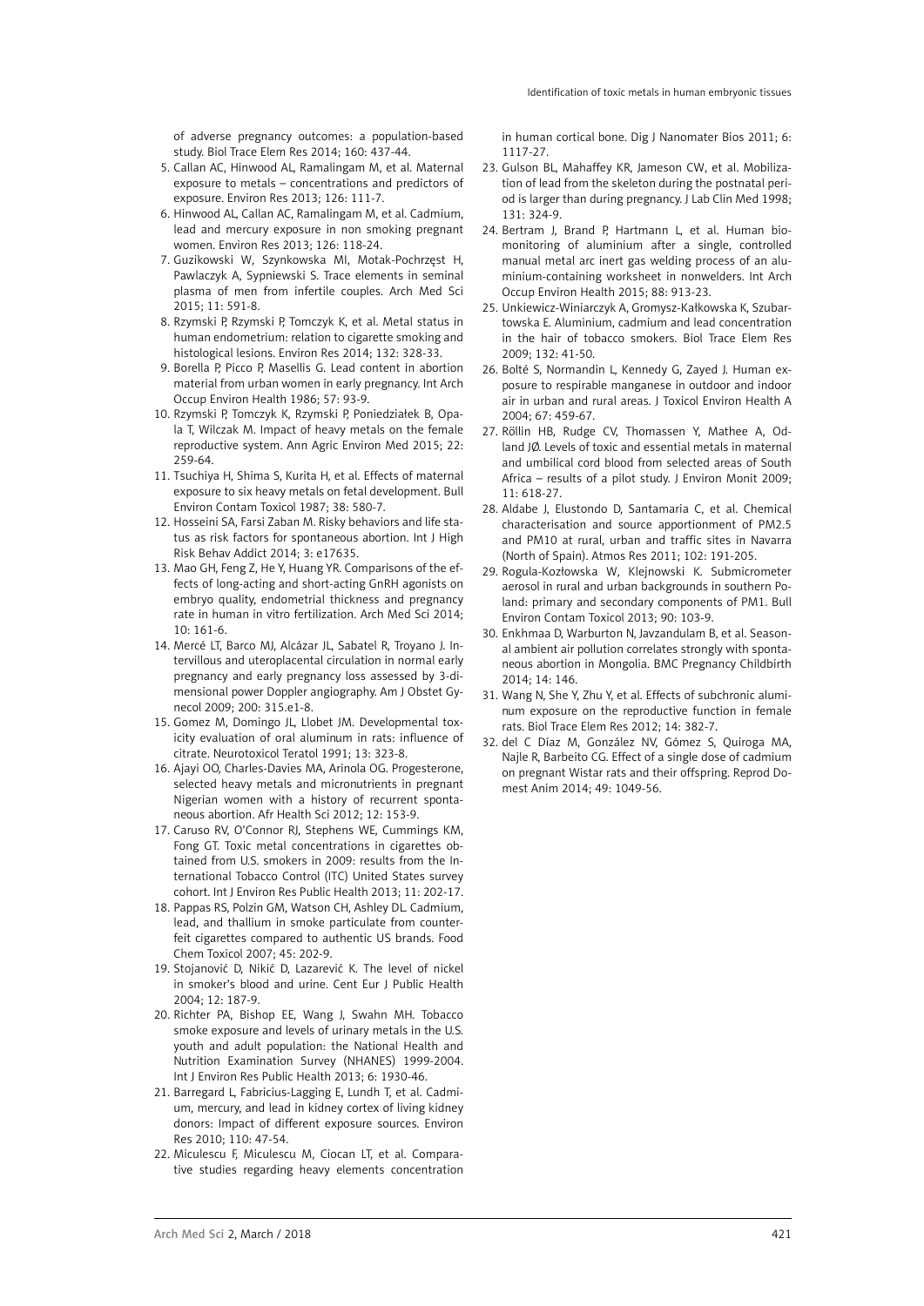of adverse pregnancy outcomes: a population-based study. Biol Trace Elem Res 2014; 160: 437-44.

5. Callan AC, Hinwood AL, Ramalingam M, et al. Maternal exposure to metals – concentrations and predictors of exposure. Environ Res 2013; 126: 111-7.
6. Hinwood AL, Callan AC, Ramalingam M, et al. Cadmium, lead and mercury exposure in non smoking pregnant women. Environ Res 2013; 126: 118-24.
7. Guzikowski W, Szynkowska MI, Motak-Pochrzęst H, Pawlaczyk A, Sypniewski S. Trace elements in seminal plasma of men from infertile couples. Arch Med Sci 2015; 11: 591-8.
8. Rzymski P, Rzymski P, Tomczyk K, et al. Metal status in human endometrium: relation to cigarette smoking and histological lesions. Environ Res 2014; 132: 328-33.
9. Borella P, Picco P, Masellis G. Lead content in abortion material from urban women in early pregnancy. Int Arch Occup Environ Health 1986; 57: 93-9.
10. Rzymski P, Tomczyk K, Rzymski P, Poniedziałek B, Opala T, Wilczak M. Impact of heavy metals on the female reproductive system. Ann Agric Environ Med 2015; 22: 259-64.
11. Tsuchiya H, Shima S, Kurita H, et al. Effects of maternal exposure to six heavy metals on fetal development. Bull Environ Contam Toxicol 1987; 38: 580-7.
12. Hosseini SA, Farsi Zaban M. Risky behaviors and life status as risk factors for spontaneous abortion. Int J High Risk Behav Addict 2014; 3: e17635.
13. Mao GH, Feng Z, He Y, Huang YR. Comparisons of the effects of long-acting and short-acting GnRH agonists on embryo quality, endometrial thickness and pregnancy rate in human in vitro fertilization. Arch Med Sci 2014; 10: 161-6.
14. Mercé LT, Barco MJ, Alcázar JL, Sabatel R, Troyano J. Intervillous and uteroplacental circulation in normal early pregnancy and early pregnancy loss assessed by 3-dimensional power Doppler angiography. Am J Obstet Gynecol 2009; 200: 315.e1-8.
15. Gomez M, Domingo JL, Llobet JM. Developmental toxicity evaluation of oral aluminum in rats: influence of citrate. Neurotoxicol Teratol 1991; 13: 323-8.
16. Ajayi OO, Charles-Davies MA, Arinola OG. Progesterone, selected heavy metals and micronutrients in pregnant Nigerian women with a history of recurrent spontaneous abortion. Afr Health Sci 2012; 12: 153-9.
17. Caruso RV, O'Connor RJ, Stephens WE, Cummings KM, Fong GT. Toxic metal concentrations in cigarettes obtained from U.S. smokers in 2009: results from the International Tobacco Control (ITC) United States survey cohort. Int J Environ Res Public Health 2013; 11: 202-17.
18. Pappas RS, Polzin GM, Watson CH, Ashley DL. Cadmium, lead, and thallium in smoke particulate from counterfeit cigarettes compared to authentic US brands. Food Chem Toxicol 2007; 45: 202-9.
19. Stojanović D, Nikić D, Lazarević K. The level of nickel in smoker's blood and urine. Cent Eur J Public Health 2004; 12: 187-9.
20. Richter PA, Bishop EE, Wang J, Swahn MH. Tobacco smoke exposure and levels of urinary metals in the U.S. youth and adult population: the National Health and Nutrition Examination Survey (NHANES) 1999-2004. Int J Environ Res Public Health 2013; 6: 1930-46.
21. Barregard L, Fabricius-Lagging E, Lundh T, et al. Cadmium, mercury, and lead in kidney cortex of living kidney donors: Impact of different exposure sources. Environ Res 2010; 110: 47-54.
22. Miculescu F, Miculescu M, Ciocan LT, et al. Comparative studies regarding heavy elements concentration in human cortical bone. Dig J Nanomater Bios 2011; 6: 1117-27.
23. Gulson BL, Mahaffey KR, Jameson CW, et al. Mobilization of lead from the skeleton during the postnatal period is larger than during pregnancy. J Lab Clin Med 1998; 131: 324-9.
24. Bertram J, Brand P, Hartmann L, et al. Human biomonitoring of aluminium after a single, controlled manual metal arc inert gas welding process of an aluminium-containing worksheet in nonwelders. Int Arch Occup Environ Health 2015; 88: 913-23.
25. Unkiewicz-Winiarczyk A, Gromysz-Kałkowska K, Szubartowska E. Aluminium, cadmium and lead concentration in the hair of tobacco smokers. Biol Trace Elem Res 2009; 132: 41-50.
26. Bolté S, Normandin L, Kennedy G, Zayed J. Human exposure to respirable manganese in outdoor and indoor air in urban and rural areas. J Toxicol Environ Health A 2004; 67: 459-67.
27. Röllin HB, Rudge CV, Thomassen Y, Mathee A, Odland JØ. Levels of toxic and essential metals in maternal and umbilical cord blood from selected areas of South Africa – results of a pilot study. J Environ Monit 2009; 11: 618-27.
28. Aldabe J, Elustondo D, Santamaria C, et al. Chemical characterisation and source apportionment of PM2.5 and PM10 at rural, urban and traffic sites in Navarra (North of Spain). Atmos Res 2011; 102: 191-205.
29. Rogula-Kozłowska W, Klejnowski K. Submicrometer aerosol in rural and urban backgrounds in southern Poland: primary and secondary components of PM1. Bull Environ Contam Toxicol 2013; 90: 103-9.
30. Enkhmaa D, Warburton N, Javzandulam B, et al. Seasonal ambient air pollution correlates strongly with spontaneous abortion in Mongolia. BMC Pregnancy Childbirth 2014; 14: 146.
31. Wang N, She Y, Zhu Y, et al. Effects of subchronic aluminum exposure on the reproductive function in female rats. Biol Trace Elem Res 2012; 14: 382-7.
32. del C Díaz M, González NV, Gómez S, Quiroga MA, Najle R, Barbeito CG. Effect of a single dose of cadmium on pregnant Wistar rats and their offspring. Reprod Domest Anim 2014; 49: 1049-56.